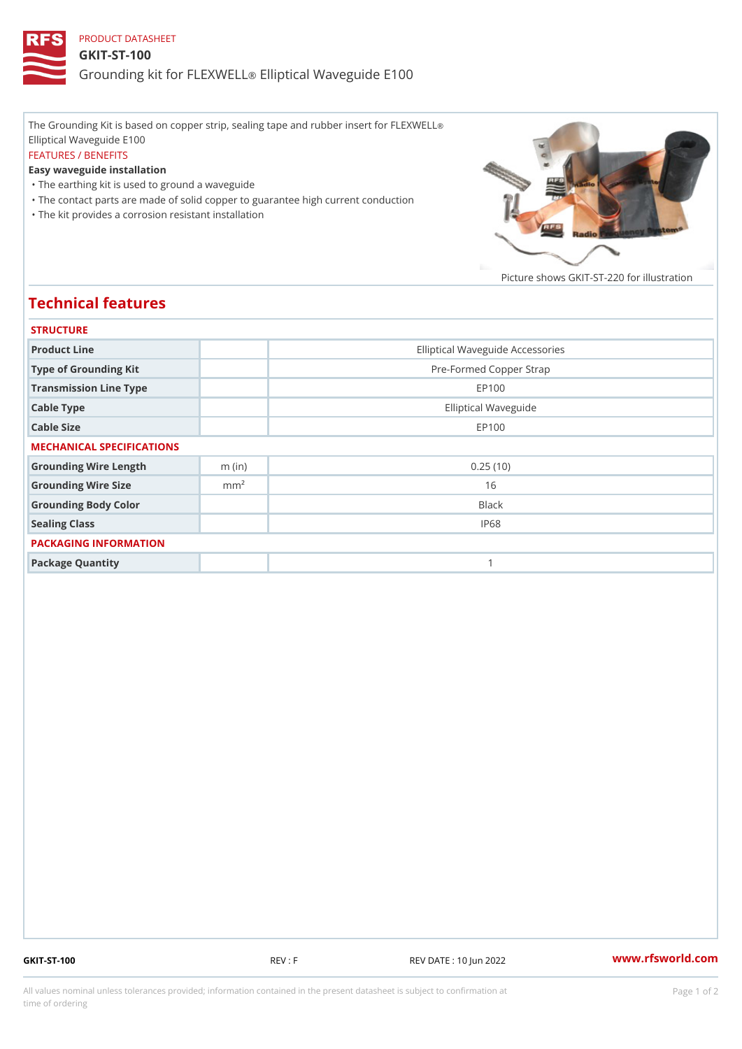PRODUCT DATASHEET

# GKIT-ST-100

## Grounding kit for FLEXWELL® Elliptical Waveguide E100

The Grounding Kit is based on copper strip, sealing tape and rubber insert for FLEXWELL® Elliptical Waveguide E100

FEATURES / BENEFITS

**Easy waveguide installation**

- The earthing kit is used to ground a waveguide
- The contact parts are made of solid copper to guarantee high current conduction
- The kit provides a corrosion resistant installation

Picture shows GKIT-ST-220 for illustration

## Technical features

### STRUCTURE

| | | |
|---|---|---|
| Product Line | | Elliptical Waveguide Accessories |
| Type of Grounding Kit | | Pre-Formed Copper Strap |
| Transmission Line Type | | EP100 |
| Cable Type | | Elliptical Waveguide |
| Cable Size | | EP100 |

### MECHANICAL SPECIFICATIONS

| | | |
|---|---|---|
| Grounding Wire Length | m (in) | 0.25 (10) |
| Grounding Wire Size | $mm^2$ | 16 |
| Grounding Body Color | | Black |
| Sealing Class | | IP68 |

### PACKAGING INFORMATION

| | | |
|---|---|---|
| Package Quantity | | 1 |

GKIT-ST-100 REV : F REV DATE : 10 Jun 2022 www.rfsworld.com

All values nominal unless tolerances provided; information contained in the present datasheet is subject to confirmation at time of ordering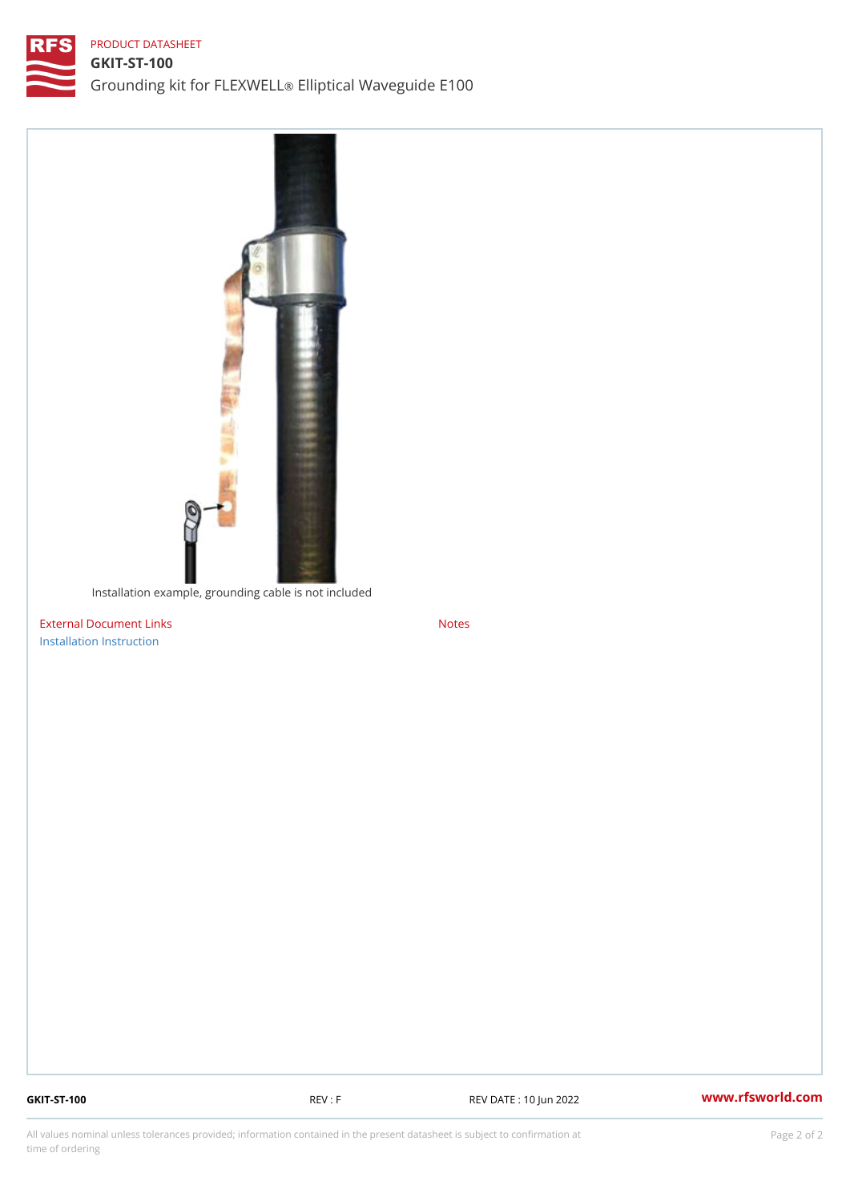Installation example, grounding cable is not included

External Document Links

Installation Instruction

Notes